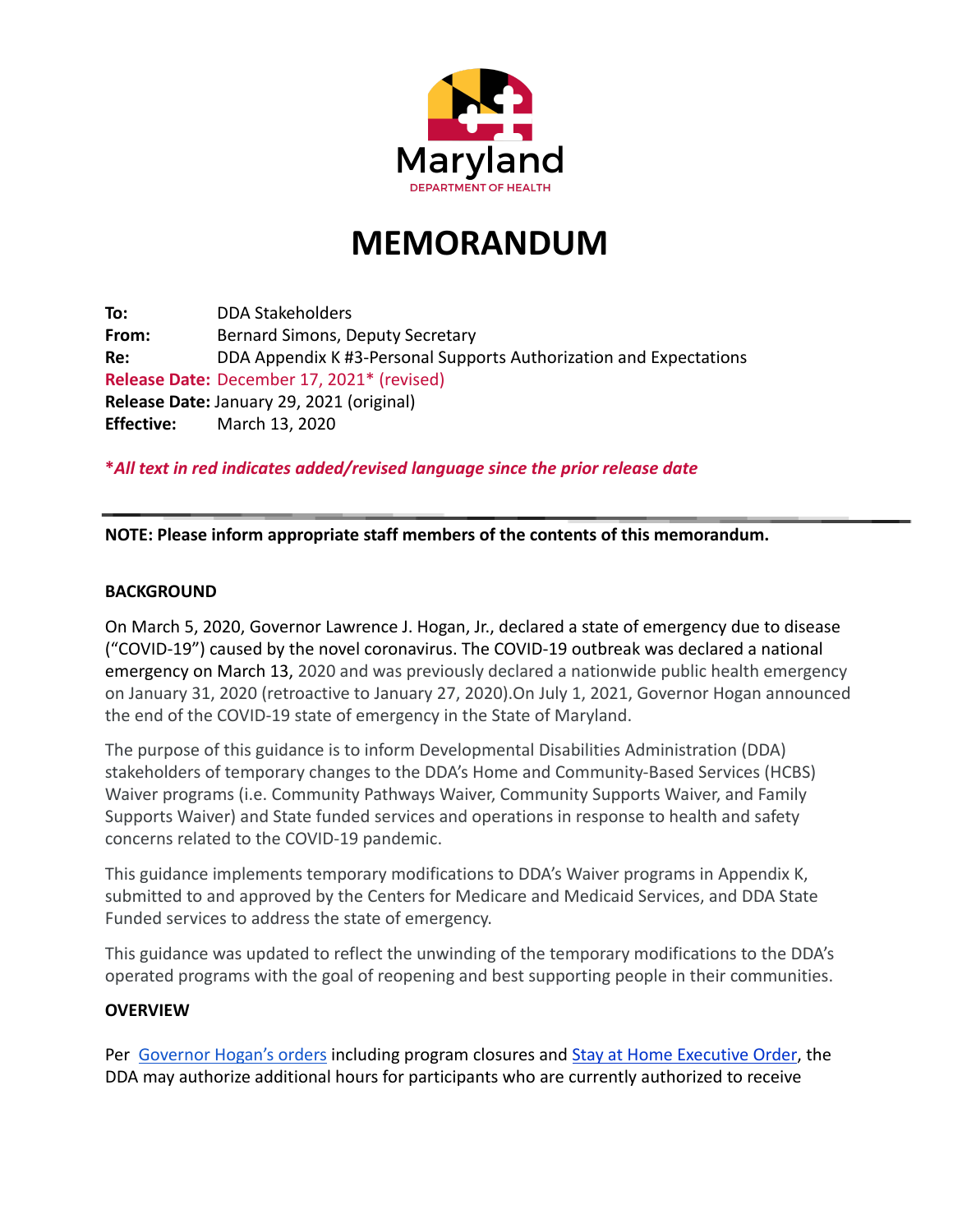Maryland
DEPARTMENT OF HEALTH

# MEMORANDUM

**To:** DDA Stakeholders
**From:** Bernard Simons, Deputy Secretary
**Re:** DDA Appendix K #3-Personal Supports Authorization and Expectations
**Release Date:** December 17, 2021* (revised)
**Release Date:** January 29, 2021 (original)
**Effective:** March 13, 2020

***All text in red indicates added/revised language since the prior release date***

---

**NOTE: Please inform appropriate staff members of the contents of this memorandum.**

**BACKGROUND**

On March 5, 2020, Governor Lawrence J. Hogan, Jr., declared a state of emergency due to disease ("COVID-19") caused by the novel coronavirus. The COVID-19 outbreak was declared a national emergency on March 13, 2020 and was previously declared a nationwide public health emergency on January 31, 2020 (retroactive to January 27, 2020).On July 1, 2021, Governor Hogan announced the end of the COVID-19 state of emergency in the State of Maryland.

The purpose of this guidance is to inform Developmental Disabilities Administration (DDA) stakeholders of temporary changes to the DDA's Home and Community-Based Services (HCBS) Waiver programs (i.e. Community Pathways Waiver, Community Supports Waiver, and Family Supports Waiver) and State funded services and operations in response to health and safety concerns related to the COVID-19 pandemic.

This guidance implements temporary modifications to DDA's Waiver programs in Appendix K, submitted to and approved by the Centers for Medicare and Medicaid Services, and DDA State Funded services to address the state of emergency.

This guidance was updated to reflect the unwinding of the temporary modifications to the DDA's operated programs with the goal of reopening and best supporting people in their communities.

**OVERVIEW**

Per Governor Hogan's orders including program closures and Stay at Home Executive Order, the DDA may authorize additional hours for participants who are currently authorized to receive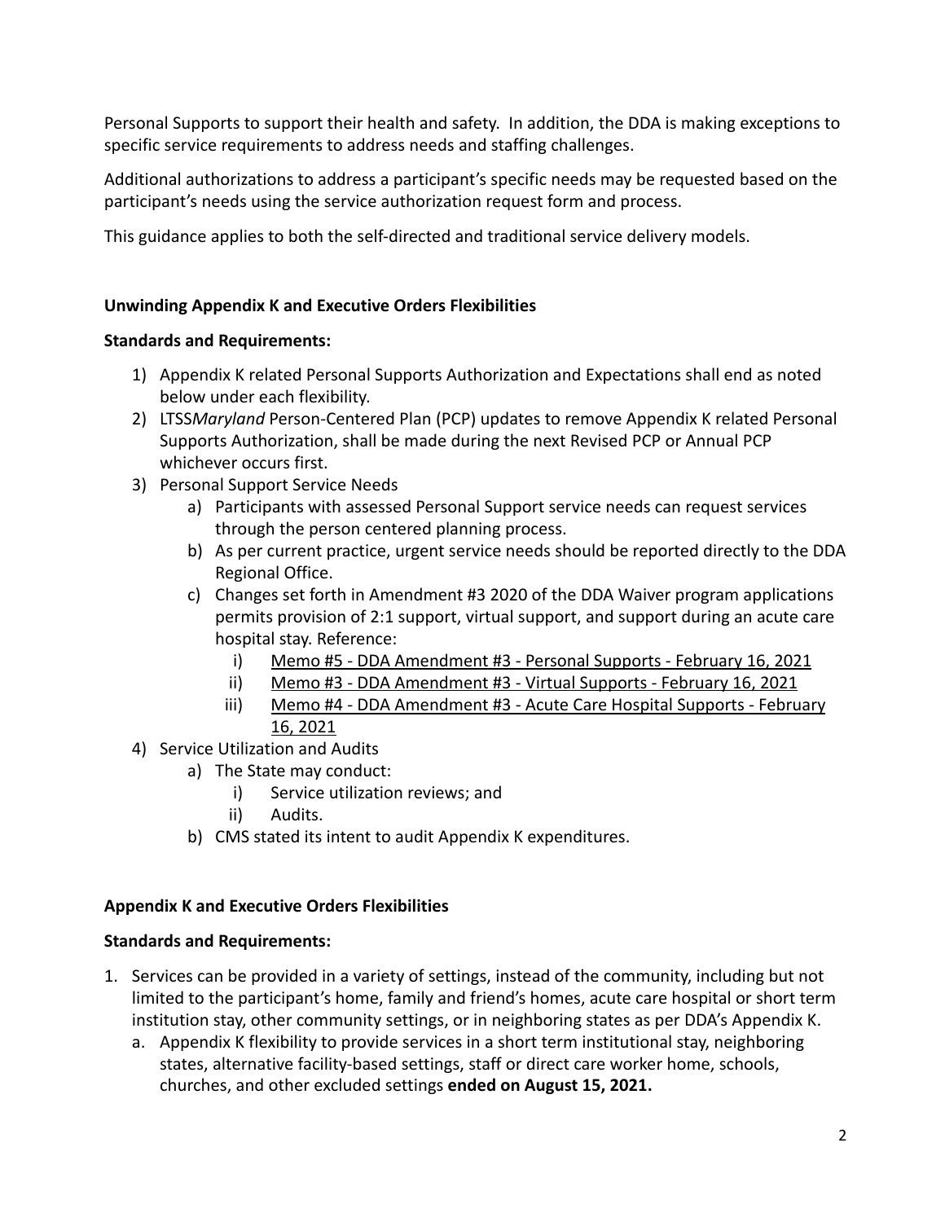Personal Supports to support their health and safety. In addition, the DDA is making exceptions to specific service requirements to address needs and staffing challenges.

Additional authorizations to address a participant's specific needs may be requested based on the participant's needs using the service authorization request form and process.

This guidance applies to both the self-directed and traditional service delivery models.

**Unwinding Appendix K and Executive Orders Flexibilities**

**Standards and Requirements:**

1) Appendix K related Personal Supports Authorization and Expectations shall end as noted below under each flexibility.
2) LTSS*Maryland* Person-Centered Plan (PCP) updates to remove Appendix K related Personal Supports Authorization, shall be made during the next Revised PCP or Annual PCP whichever occurs first.
3) Personal Support Service Needs
   a) Participants with assessed Personal Support service needs can request services through the person centered planning process.
   b) As per current practice, urgent service needs should be reported directly to the DDA Regional Office.
   c) Changes set forth in Amendment #3 2020 of the DDA Waiver program applications permits provision of 2:1 support, virtual support, and support during an acute care hospital stay. Reference:
      i) Memo #5 - DDA Amendment #3 - Personal Supports - February 16, 2021
      ii) Memo #3 - DDA Amendment #3 - Virtual Supports - February 16, 2021
      iii) Memo #4 - DDA Amendment #3 - Acute Care Hospital Supports - February 16, 2021
4) Service Utilization and Audits
   a) The State may conduct:
      i) Service utilization reviews; and
      ii) Audits.
   b) CMS stated its intent to audit Appendix K expenditures.

**Appendix K and Executive Orders Flexibilities**

**Standards and Requirements:**

1. Services can be provided in a variety of settings, instead of the community, including but not limited to the participant's home, family and friend's homes, acute care hospital or short term institution stay, other community settings, or in neighboring states as per DDA's Appendix K.
   a. Appendix K flexibility to provide services in a short term institutional stay, neighboring states, alternative facility-based settings, staff or direct care worker home, schools, churches, and other excluded settings **ended on August 15, 2021.**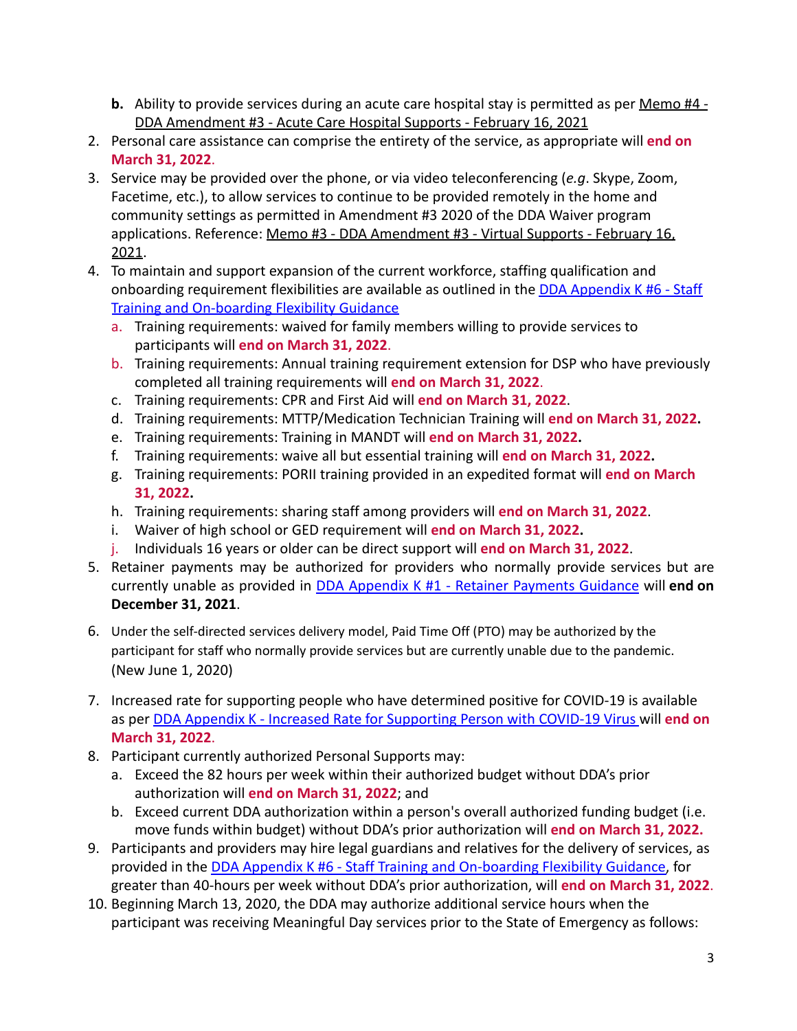b. Ability to provide services during an acute care hospital stay is permitted as per Memo #4 - DDA Amendment #3 - Acute Care Hospital Supports - February 16, 2021
2. Personal care assistance can comprise the entirety of the service, as appropriate will **end on March 31, 2022**.
3. Service may be provided over the phone, or via video teleconferencing (*e.g*. Skype, Zoom, Facetime, etc.), to allow services to continue to be provided remotely in the home and community settings as permitted in Amendment #3 2020 of the DDA Waiver program applications. Reference: Memo #3 - DDA Amendment #3 - Virtual Supports - February 16, 2021.
4. To maintain and support expansion of the current workforce, staffing qualification and onboarding requirement flexibilities are available as outlined in the DDA Appendix K #6 - Staff Training and On-boarding Flexibility Guidance
   a. Training requirements: waived for family members willing to provide services to participants will **end on March 31, 2022**.
   b. Training requirements: Annual training requirement extension for DSP who have previously completed all training requirements will **end on March 31, 2022**.
   c. Training requirements: CPR and First Aid will **end on March 31, 2022**.
   d. Training requirements: MTTP/Medication Technician Training will **end on March 31, 2022.**
   e. Training requirements: Training in MANDT will **end on March 31, 2022.**
   f. Training requirements: waive all but essential training will **end on March 31, 2022.**
   g. Training requirements: PORII training provided in an expedited format will **end on March 31, 2022.**
   h. Training requirements: sharing staff among providers will **end on March 31, 2022**.
   i. Waiver of high school or GED requirement will **end on March 31, 2022.**
   j. Individuals 16 years or older can be direct support will **end on March 31, 2022**.
5. Retainer payments may be authorized for providers who normally provide services but are currently unable as provided in DDA Appendix K #1 - Retainer Payments Guidance will **end on December 31, 2021**.
6. Under the self-directed services delivery model, Paid Time Off (PTO) may be authorized by the participant for staff who normally provide services but are currently unable due to the pandemic. (New June 1, 2020)
7. Increased rate for supporting people who have determined positive for COVID-19 is available as per DDA Appendix K - Increased Rate for Supporting Person with COVID-19 Virus will **end on March 31, 2022**.
8. Participant currently authorized Personal Supports may:
   a. Exceed the 82 hours per week within their authorized budget without DDA's prior authorization will **end on March 31, 2022**; and
   b. Exceed current DDA authorization within a person's overall authorized funding budget (i.e. move funds within budget) without DDA's prior authorization will **end on March 31, 2022.**
9. Participants and providers may hire legal guardians and relatives for the delivery of services, as provided in the DDA Appendix K #6 - Staff Training and On-boarding Flexibility Guidance, for greater than 40-hours per week without DDA's prior authorization, will **end on March 31, 2022**.
10. Beginning March 13, 2020, the DDA may authorize additional service hours when the participant was receiving Meaningful Day services prior to the State of Emergency as follows: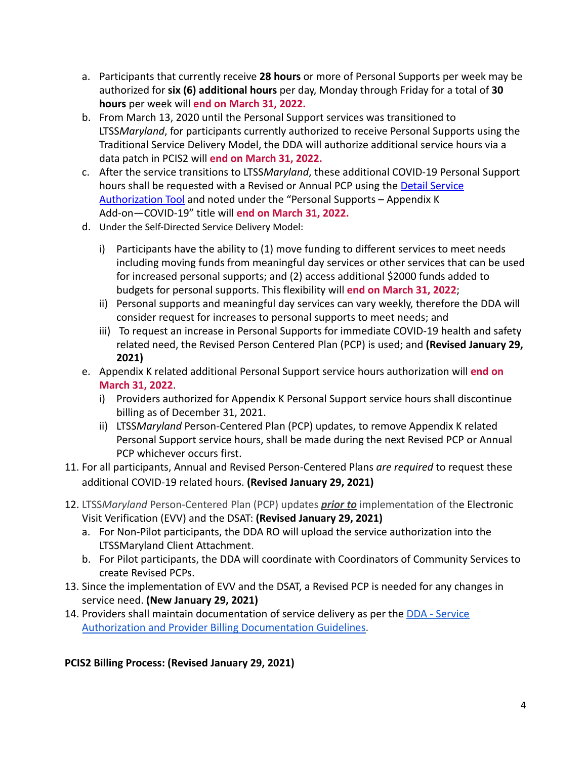a. Participants that currently receive **28 hours** or more of Personal Supports per week may be authorized for **six (6) additional hours** per day, Monday through Friday for a total of **30 hours** per week will **end on March 31, 2022.**
b. From March 13, 2020 until the Personal Support services was transitioned to LTSS*Maryland*, for participants currently authorized to receive Personal Supports using the Traditional Service Delivery Model, the DDA will authorize additional service hours via a data patch in PCIS2 will **end on March 31, 2022.**
c. After the service transitions to LTSS*Maryland*, these additional COVID-19 Personal Support hours shall be requested with a Revised or Annual PCP using the [Detail Service Authorization Tool]() and noted under the "Personal Supports – Appendix K Add-on—COVID-19" title will **end on March 31, 2022.**
d. Under the Self-Directed Service Delivery Model:
   i) Participants have the ability to (1) move funding to different services to meet needs including moving funds from meaningful day services or other services that can be used for increased personal supports; and (2) access additional $2000 funds added to budgets for personal supports. This flexibility will **end on March 31, 2022**;
   ii) Personal supports and meaningful day services can vary weekly, therefore the DDA will consider request for increases to personal supports to meet needs; and
   iii) To request an increase in Personal Supports for immediate COVID-19 health and safety related need, the Revised Person Centered Plan (PCP) is used; and **(Revised January 29, 2021)**
e. Appendix K related additional Personal Support service hours authorization will **end on March 31, 2022**.
   i) Providers authorized for Appendix K Personal Support service hours shall discontinue billing as of December 31, 2021.
   ii) LTSS*Maryland* Person-Centered Plan (PCP) updates, to remove Appendix K related Personal Support service hours, shall be made during the next Revised PCP or Annual PCP whichever occurs first.

11. For all participants, Annual and Revised Person-Centered Plans *are required* to request these additional COVID-19 related hours. **(Revised January 29, 2021)**
12. LTSS*Maryland* Person-Centered Plan (PCP) updates ***prior to*** implementation of the Electronic Visit Verification (EVV) and the DSAT: **(Revised January 29, 2021)**
    a. For Non-Pilot participants, the DDA RO will upload the service authorization into the LTSSMaryland Client Attachment.
    b. For Pilot participants, the DDA will coordinate with Coordinators of Community Services to create Revised PCPs.
13. Since the implementation of EVV and the DSAT, a Revised PCP is needed for any changes in service need. **(New January 29, 2021)**
14. Providers shall maintain documentation of service delivery as per the [DDA - Service Authorization and Provider Billing Documentation Guidelines]().

**PCIS2 Billing Process: (Revised January 29, 2021)**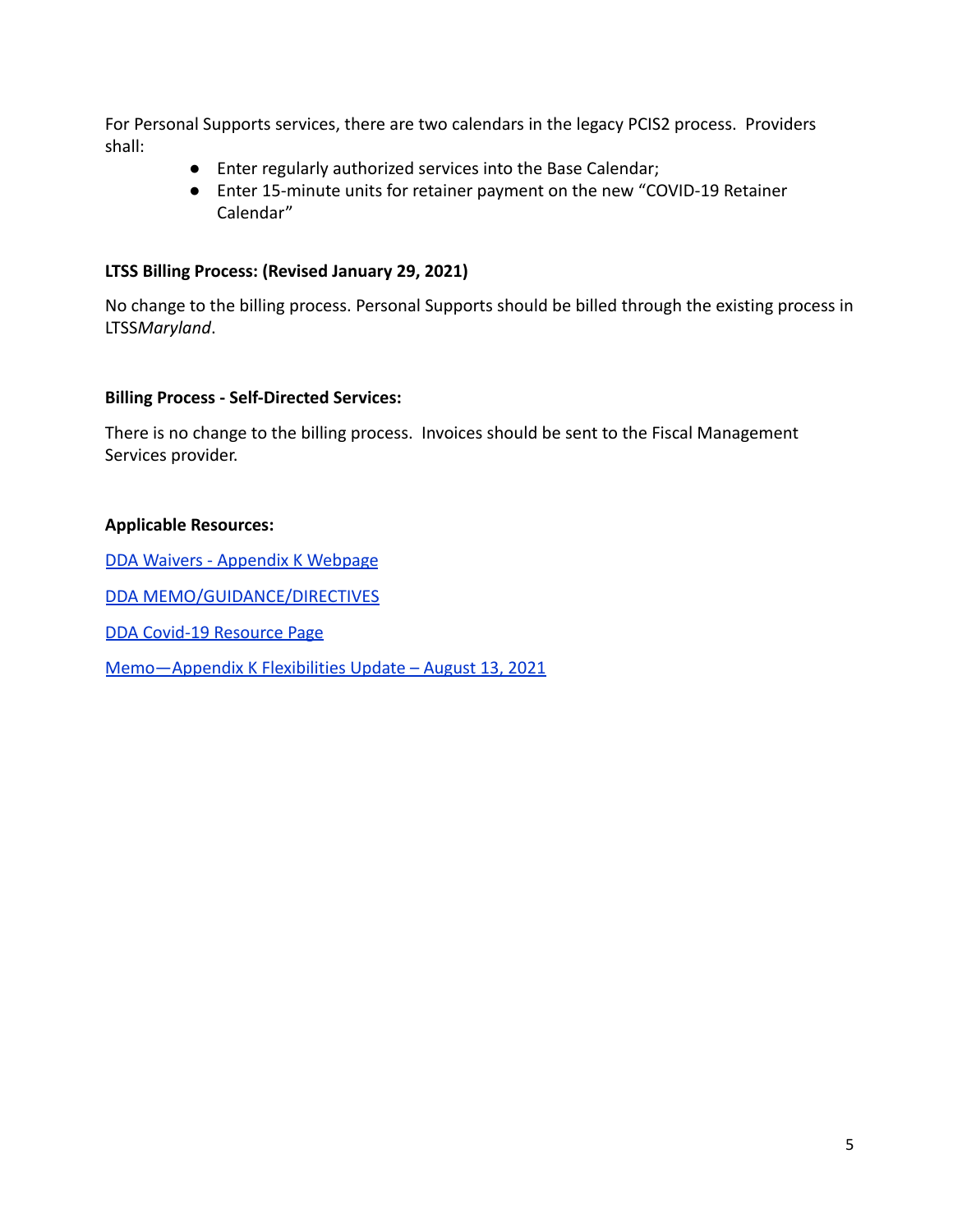For Personal Supports services, there are two calendars in the legacy PCIS2 process. Providers shall:

- Enter regularly authorized services into the Base Calendar;
- Enter 15-minute units for retainer payment on the new "COVID-19 Retainer Calendar"

**LTSS Billing Process: (Revised January 29, 2021)**

No change to the billing process. Personal Supports should be billed through the existing process in LTSS*Maryland*.

**Billing Process - Self-Directed Services:**

There is no change to the billing process. Invoices should be sent to the Fiscal Management Services provider.

**Applicable Resources:**

DDA Waivers - Appendix K Webpage

DDA MEMO/GUIDANCE/DIRECTIVES

DDA Covid-19 Resource Page

Memo—Appendix K Flexibilities Update – August 13, 2021